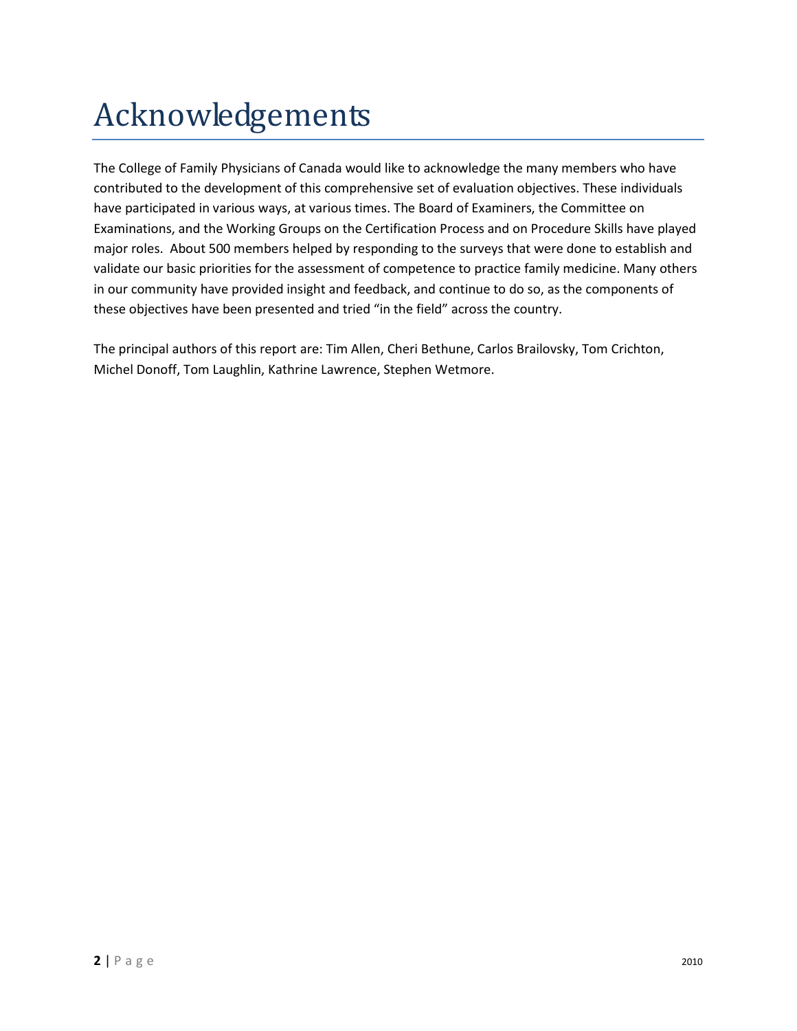# Acknowledgements

The College of Family Physicians of Canada would like to acknowledge the many members who have contributed to the development of this comprehensive set of evaluation objectives. These individuals have participated in various ways, at various times. The Board of Examiners, the Committee on Examinations, and the Working Groups on the Certification Process and on Procedure Skills have played major roles.  About 500 members helped by responding to the surveys that were done to establish and validate our basic priorities for the assessment of competence to practice family medicine. Many others in our community have provided insight and feedback, and continue to do so, as the components of these objectives have been presented and tried "in the field" across the country.

The principal authors of this report are: Tim Allen, Cheri Bethune, Carlos Brailovsky, Tom Crichton, Michel Donoff, Tom Laughlin, Kathrine Lawrence, Stephen Wetmore.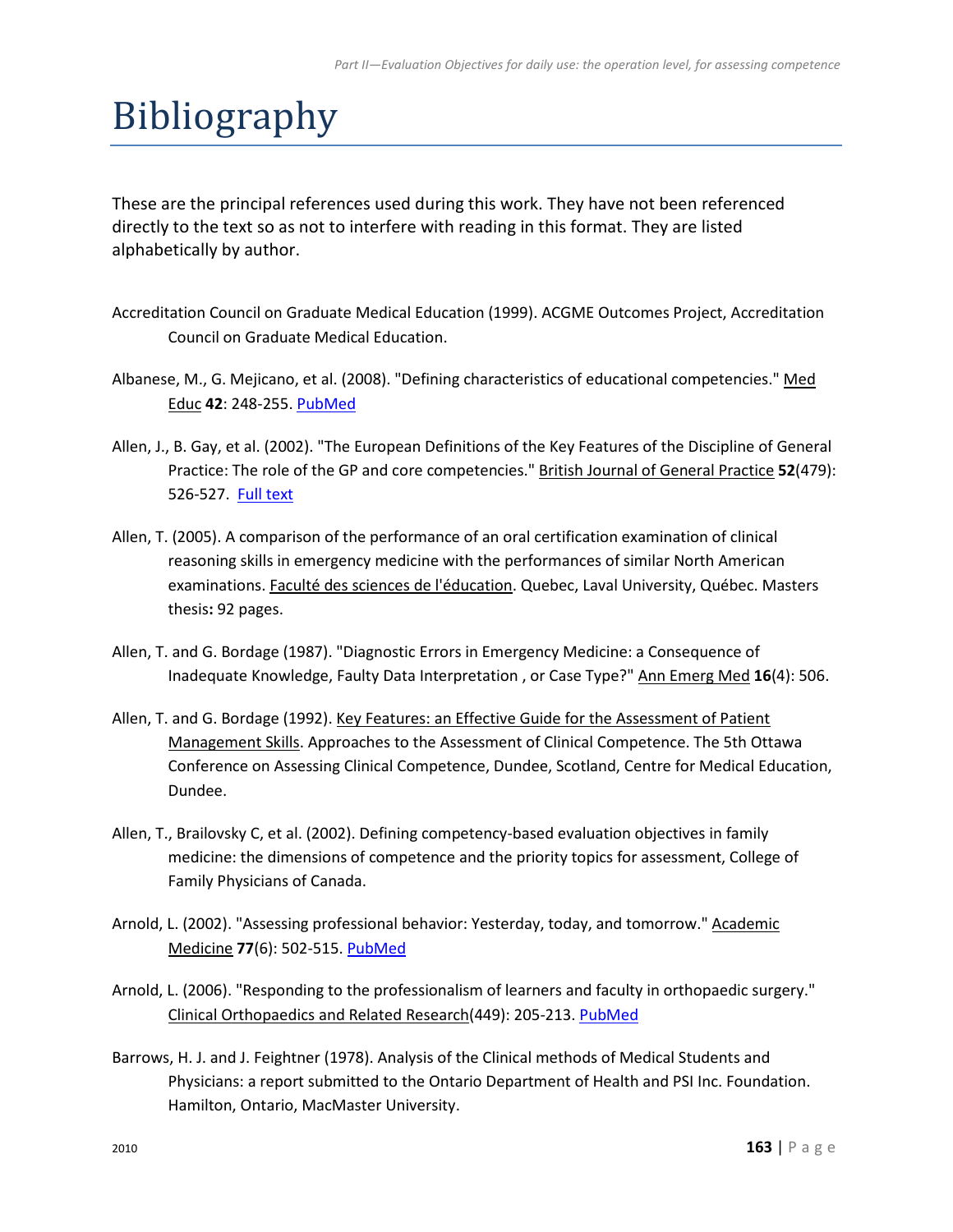# Bibliography

These are the principal references used during this work. They have not been referenced directly to the text so as not to interfere with reading in this format. They are listed alphabetically by author.

Accreditation Council on Graduate Medical Education (1999). ACGME Outcomes Project, Accreditation Council on Graduate Medical Education.

Albanese, M., G. Mejicano, et al. (2008). "Defining characteristics of educational competencies." Med Educ **42**: 248-255. PubMed

Allen, J., B. Gay, et al. (2002). "The European Definitions of the Key Features of the Discipline of General Practice: The role of the GP and core competencies." British Journal of General Practice **52**(479): 526-527. Full text

Allen, T. (2005). A comparison of the performance of an oral certification examination of clinical reasoning skills in emergency medicine with the performances of similar North American examinations. Faculté des sciences de l'éducation. Quebec, Laval University, Québec. Masters thesis**:** 92 pages.

Allen, T. and G. Bordage (1987). "Diagnostic Errors in Emergency Medicine: a Consequence of Inadequate Knowledge, Faulty Data Interpretation , or Case Type?" Ann Emerg Med **16**(4): 506.

Allen, T. and G. Bordage (1992). Key Features: an Effective Guide for the Assessment of Patient Management Skills. Approaches to the Assessment of Clinical Competence. The 5th Ottawa Conference on Assessing Clinical Competence, Dundee, Scotland, Centre for Medical Education, Dundee.

Allen, T., Brailovsky C, et al. (2002). Defining competency-based evaluation objectives in family medicine: the dimensions of competence and the priority topics for assessment, College of Family Physicians of Canada.

Arnold, L. (2002). "Assessing professional behavior: Yesterday, today, and tomorrow." Academic Medicine **77**(6): 502-515. PubMed

Arnold, L. (2006). "Responding to the professionalism of learners and faculty in orthopaedic surgery." Clinical Orthopaedics and Related Research(449): 205-213. PubMed

Barrows, H. J. and J. Feightner (1978). Analysis of the Clinical methods of Medical Students and Physicians: a report submitted to the Ontario Department of Health and PSI Inc. Foundation. Hamilton, Ontario, MacMaster University.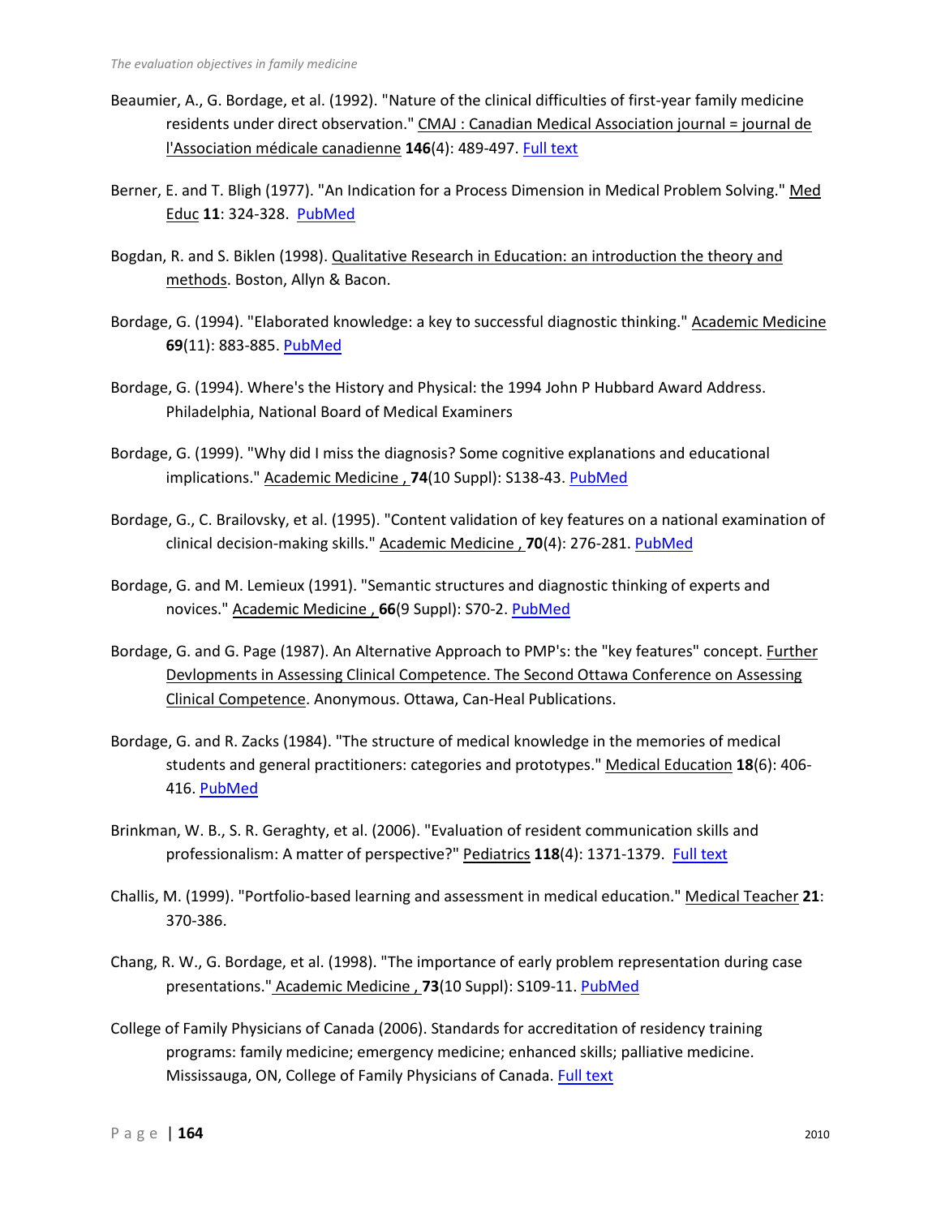Beaumier, A., G. Bordage, et al. (1992). "Nature of the clinical difficulties of first-year family medicine residents under direct observation." CMAJ : Canadian Medical Association journal = journal de l'Association médicale canadienne **146**(4): 489-497. Full text

Berner, E. and T. Bligh (1977). "An Indication for a Process Dimension in Medical Problem Solving." Med Educ **11**: 324-328. PubMed

Bogdan, R. and S. Biklen (1998). Qualitative Research in Education: an introduction the theory and methods. Boston, Allyn & Bacon.

Bordage, G. (1994). "Elaborated knowledge: a key to successful diagnostic thinking." Academic Medicine **69**(11): 883-885. PubMed

Bordage, G. (1994). Where's the History and Physical: the 1994 John P Hubbard Award Address. Philadelphia, National Board of Medical Examiners

Bordage, G. (1999). "Why did I miss the diagnosis? Some cognitive explanations and educational implications." Academic Medicine , **74**(10 Suppl): S138-43. PubMed

Bordage, G., C. Brailovsky, et al. (1995). "Content validation of key features on a national examination of clinical decision-making skills." Academic Medicine , **70**(4): 276-281. PubMed

Bordage, G. and M. Lemieux (1991). "Semantic structures and diagnostic thinking of experts and novices." Academic Medicine , **66**(9 Suppl): S70-2. PubMed

Bordage, G. and G. Page (1987). An Alternative Approach to PMP's: the "key features" concept. Further Devlopments in Assessing Clinical Competence. The Second Ottawa Conference on Assessing Clinical Competence. Anonymous. Ottawa, Can-Heal Publications.

Bordage, G. and R. Zacks (1984). "The structure of medical knowledge in the memories of medical students and general practitioners: categories and prototypes." Medical Education **18**(6): 406-416. PubMed

Brinkman, W. B., S. R. Geraghty, et al. (2006). "Evaluation of resident communication skills and professionalism: A matter of perspective?" Pediatrics **118**(4): 1371-1379. Full text

Challis, M. (1999). "Portfolio-based learning and assessment in medical education." Medical Teacher **21**: 370-386.

Chang, R. W., G. Bordage, et al. (1998). "The importance of early problem representation during case presentations." Academic Medicine , **73**(10 Suppl): S109-11. PubMed

College of Family Physicians of Canada (2006). Standards for accreditation of residency training programs: family medicine; emergency medicine; enhanced skills; palliative medicine. Mississauga, ON, College of Family Physicians of Canada. Full text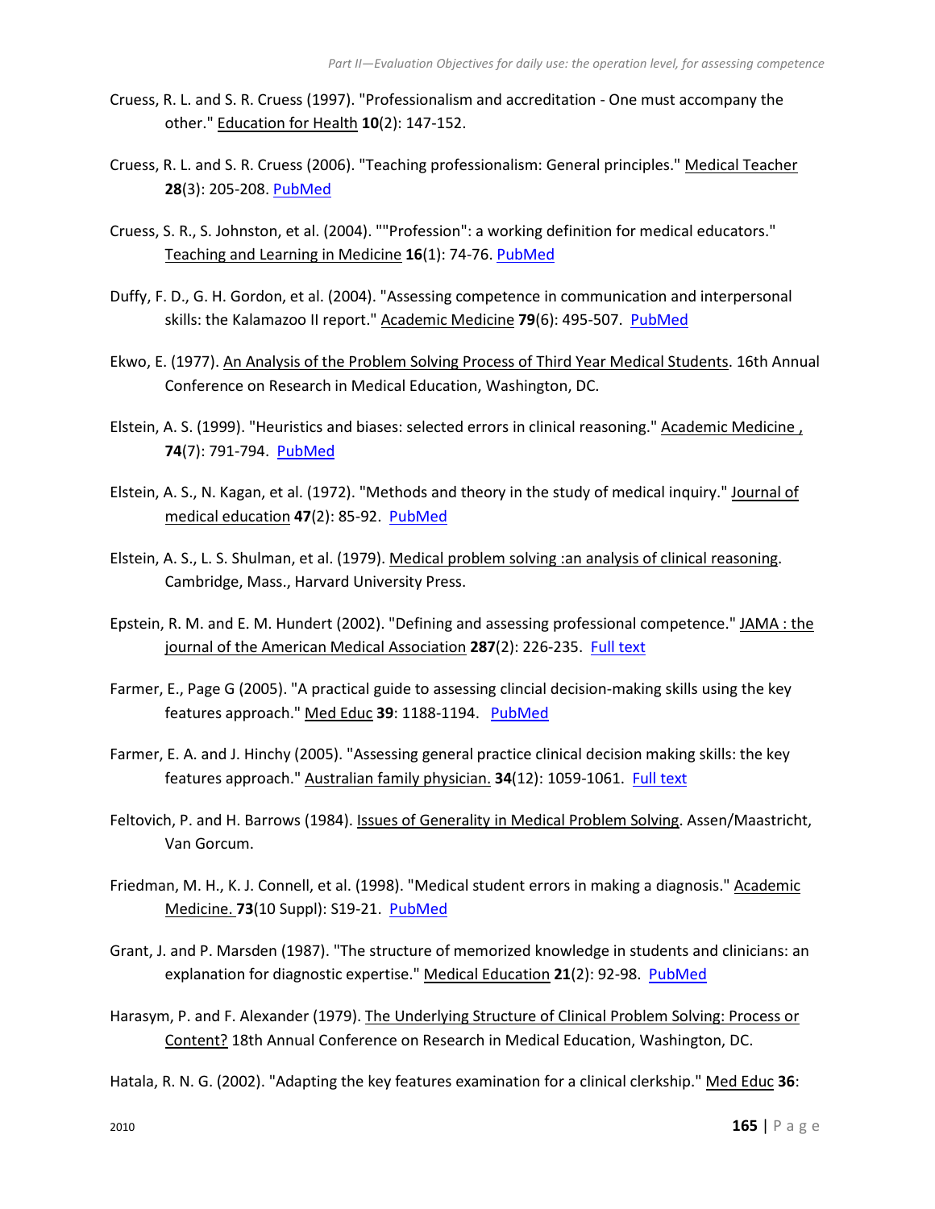Cruess, R. L. and S. R. Cruess (1997). "Professionalism and accreditation - One must accompany the other." Education for Health **10**(2): 147-152.

Cruess, R. L. and S. R. Cruess (2006). "Teaching professionalism: General principles." Medical Teacher **28**(3): 205-208. PubMed

Cruess, S. R., S. Johnston, et al. (2004). ""Profession": a working definition for medical educators." Teaching and Learning in Medicine **16**(1): 74-76. PubMed

Duffy, F. D., G. H. Gordon, et al. (2004). "Assessing competence in communication and interpersonal skills: the Kalamazoo II report." Academic Medicine **79**(6): 495-507. PubMed

Ekwo, E. (1977). An Analysis of the Problem Solving Process of Third Year Medical Students. 16th Annual Conference on Research in Medical Education, Washington, DC.

Elstein, A. S. (1999). "Heuristics and biases: selected errors in clinical reasoning." Academic Medicine , **74**(7): 791-794. PubMed

Elstein, A. S., N. Kagan, et al. (1972). "Methods and theory in the study of medical inquiry." Journal of medical education **47**(2): 85-92. PubMed

Elstein, A. S., L. S. Shulman, et al. (1979). Medical problem solving :an analysis of clinical reasoning. Cambridge, Mass., Harvard University Press.

Epstein, R. M. and E. M. Hundert (2002). "Defining and assessing professional competence." JAMA : the journal of the American Medical Association **287**(2): 226-235. Full text

Farmer, E., Page G (2005). "A practical guide to assessing clincial decision-making skills using the key features approach." Med Educ **39**: 1188-1194. PubMed

Farmer, E. A. and J. Hinchy (2005). "Assessing general practice clinical decision making skills: the key features approach." Australian family physician. **34**(12): 1059-1061. Full text

Feltovich, P. and H. Barrows (1984). Issues of Generality in Medical Problem Solving. Assen/Maastricht, Van Gorcum.

Friedman, M. H., K. J. Connell, et al. (1998). "Medical student errors in making a diagnosis." Academic Medicine. **73**(10 Suppl): S19-21. PubMed

Grant, J. and P. Marsden (1987). "The structure of memorized knowledge in students and clinicians: an explanation for diagnostic expertise." Medical Education **21**(2): 92-98. PubMed

Harasym, P. and F. Alexander (1979). The Underlying Structure of Clinical Problem Solving: Process or Content? 18th Annual Conference on Research in Medical Education, Washington, DC.

Hatala, R. N. G. (2002). "Adapting the key features examination for a clinical clerkship." Med Educ **36**: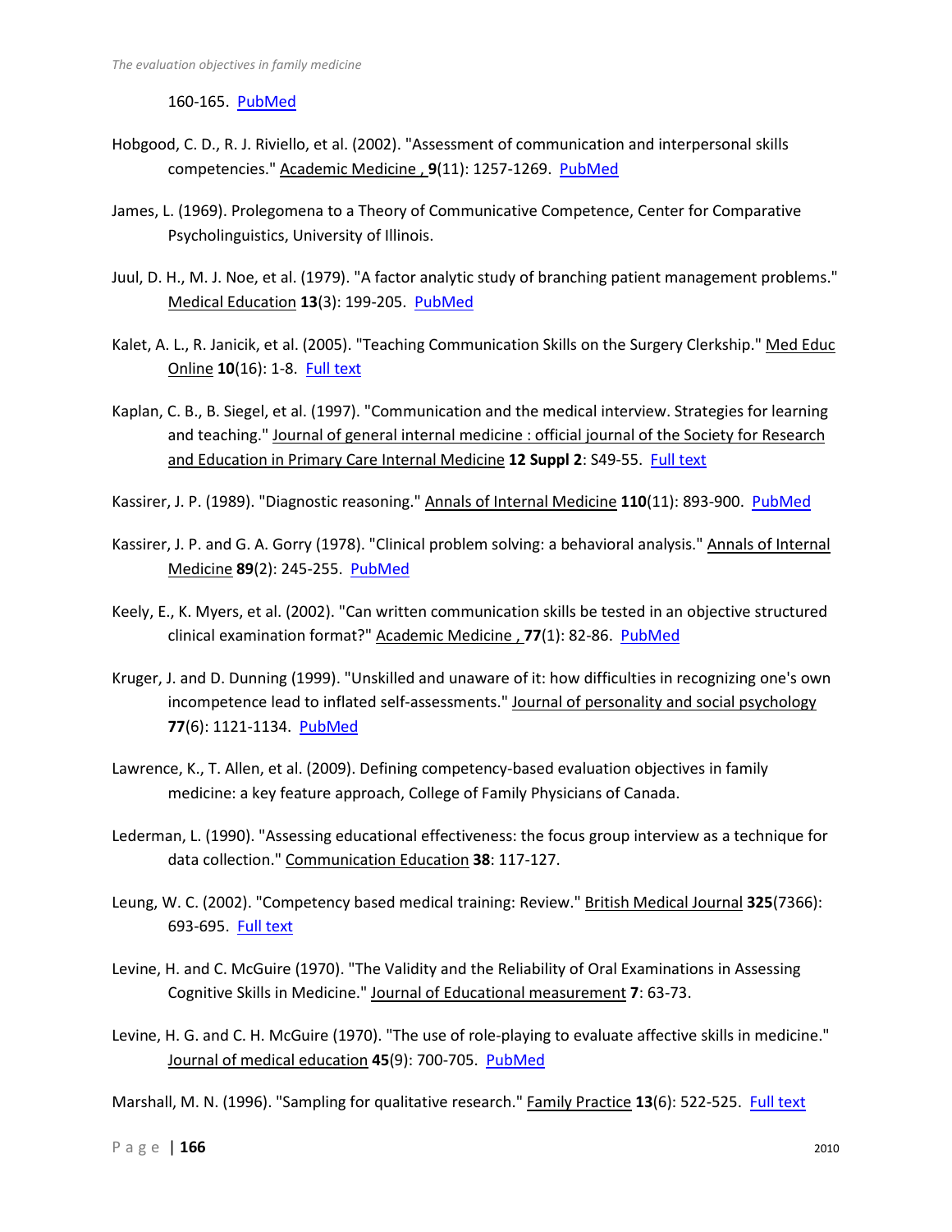160-165. PubMed

Hobgood, C. D., R. J. Riviello, et al. (2002). "Assessment of communication and interpersonal skills competencies." Academic Medicine , 9(11): 1257-1269. PubMed

James, L. (1969). Prolegomena to a Theory of Communicative Competence, Center for Comparative Psycholinguistics, University of Illinois.

Juul, D. H., M. J. Noe, et al. (1979). "A factor analytic study of branching patient management problems." Medical Education **13**(3): 199-205. PubMed

Kalet, A. L., R. Janicik, et al. (2005). "Teaching Communication Skills on the Surgery Clerkship." Med Educ Online **10**(16): 1-8. Full text

Kaplan, C. B., B. Siegel, et al. (1997). "Communication and the medical interview. Strategies for learning and teaching." Journal of general internal medicine : official journal of the Society for Research and Education in Primary Care Internal Medicine **12 Suppl 2**: S49-55. Full text

Kassirer, J. P. (1989). "Diagnostic reasoning." Annals of Internal Medicine **110**(11): 893-900. PubMed

Kassirer, J. P. and G. A. Gorry (1978). "Clinical problem solving: a behavioral analysis." Annals of Internal Medicine **89**(2): 245-255. PubMed

Keely, E., K. Myers, et al. (2002). "Can written communication skills be tested in an objective structured clinical examination format?" Academic Medicine , **77**(1): 82-86. PubMed

Kruger, J. and D. Dunning (1999). "Unskilled and unaware of it: how difficulties in recognizing one's own incompetence lead to inflated self-assessments." Journal of personality and social psychology **77**(6): 1121-1134. PubMed

Lawrence, K., T. Allen, et al. (2009). Defining competency-based evaluation objectives in family medicine: a key feature approach, College of Family Physicians of Canada.

Lederman, L. (1990). "Assessing educational effectiveness: the focus group interview as a technique for data collection." Communication Education **38**: 117-127.

Leung, W. C. (2002). "Competency based medical training: Review." British Medical Journal **325**(7366): 693-695. Full text

Levine, H. and C. McGuire (1970). "The Validity and the Reliability of Oral Examinations in Assessing Cognitive Skills in Medicine." Journal of Educational measurement **7**: 63-73.

Levine, H. G. and C. H. McGuire (1970). "The use of role-playing to evaluate affective skills in medicine." Journal of medical education **45**(9): 700-705. PubMed

Marshall, M. N. (1996). "Sampling for qualitative research." Family Practice **13**(6): 522-525. Full text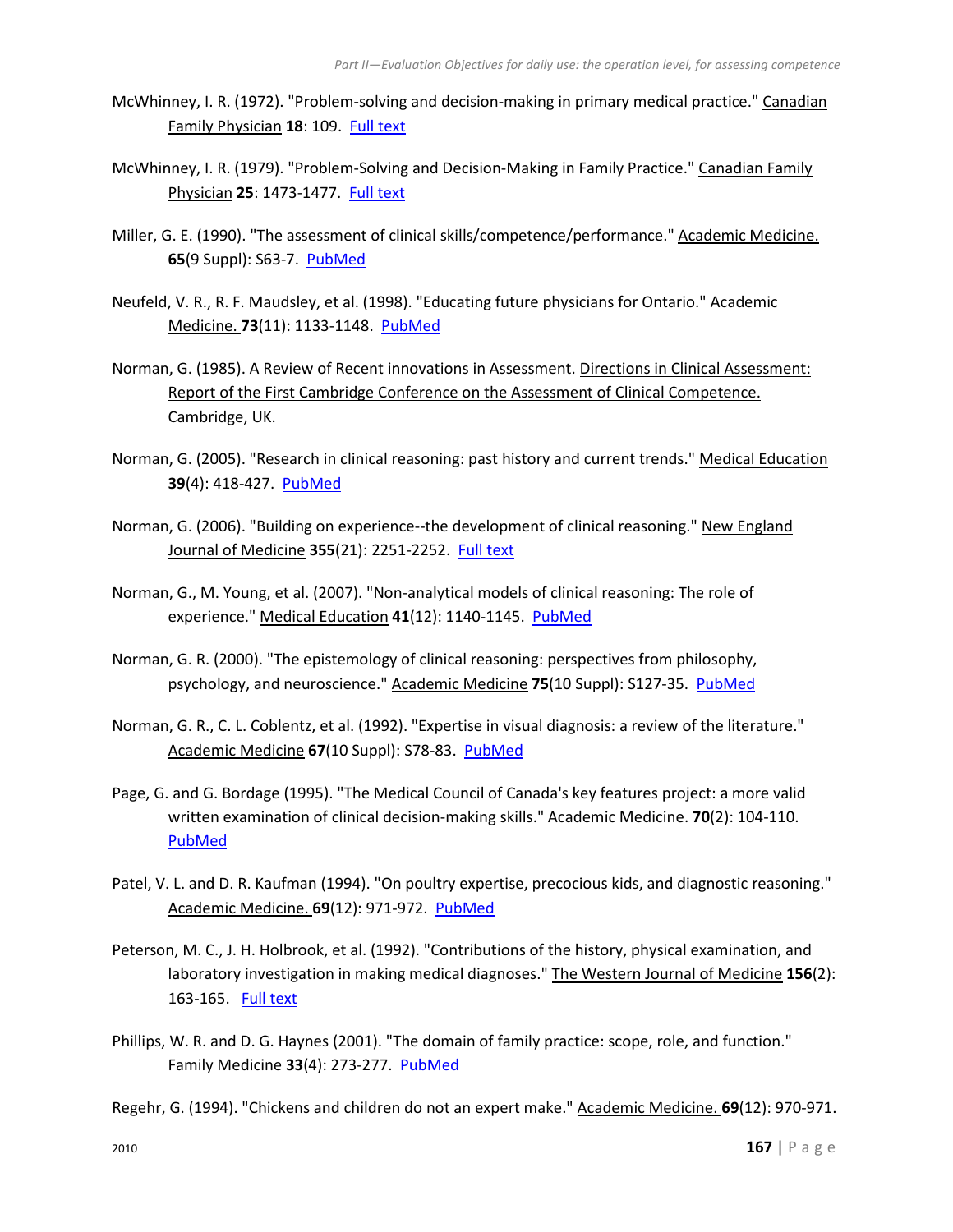McWhinney, I. R. (1972). "Problem-solving and decision-making in primary medical practice." Canadian Family Physician **18**: 109. Full text

McWhinney, I. R. (1979). "Problem-Solving and Decision-Making in Family Practice." Canadian Family Physician **25**: 1473-1477. Full text

Miller, G. E. (1990). "The assessment of clinical skills/competence/performance." Academic Medicine. **65**(9 Suppl): S63-7. PubMed

Neufeld, V. R., R. F. Maudsley, et al. (1998). "Educating future physicians for Ontario." Academic Medicine. **73**(11): 1133-1148. PubMed

Norman, G. (1985). A Review of Recent innovations in Assessment. Directions in Clinical Assessment: Report of the First Cambridge Conference on the Assessment of Clinical Competence. Cambridge, UK.

Norman, G. (2005). "Research in clinical reasoning: past history and current trends." Medical Education **39**(4): 418-427. PubMed

Norman, G. (2006). "Building on experience--the development of clinical reasoning." New England Journal of Medicine **355**(21): 2251-2252. Full text

Norman, G., M. Young, et al. (2007). "Non-analytical models of clinical reasoning: The role of experience." Medical Education **41**(12): 1140-1145. PubMed

Norman, G. R. (2000). "The epistemology of clinical reasoning: perspectives from philosophy, psychology, and neuroscience." Academic Medicine **75**(10 Suppl): S127-35. PubMed

Norman, G. R., C. L. Coblentz, et al. (1992). "Expertise in visual diagnosis: a review of the literature." Academic Medicine **67**(10 Suppl): S78-83. PubMed

Page, G. and G. Bordage (1995). "The Medical Council of Canada's key features project: a more valid written examination of clinical decision-making skills." Academic Medicine. **70**(2): 104-110. PubMed

Patel, V. L. and D. R. Kaufman (1994). "On poultry expertise, precocious kids, and diagnostic reasoning." Academic Medicine. **69**(12): 971-972. PubMed

Peterson, M. C., J. H. Holbrook, et al. (1992). "Contributions of the history, physical examination, and laboratory investigation in making medical diagnoses." The Western Journal of Medicine **156**(2): 163-165. Full text

Phillips, W. R. and D. G. Haynes (2001). "The domain of family practice: scope, role, and function." Family Medicine **33**(4): 273-277. PubMed

Regehr, G. (1994). "Chickens and children do not an expert make." Academic Medicine. **69**(12): 970-971.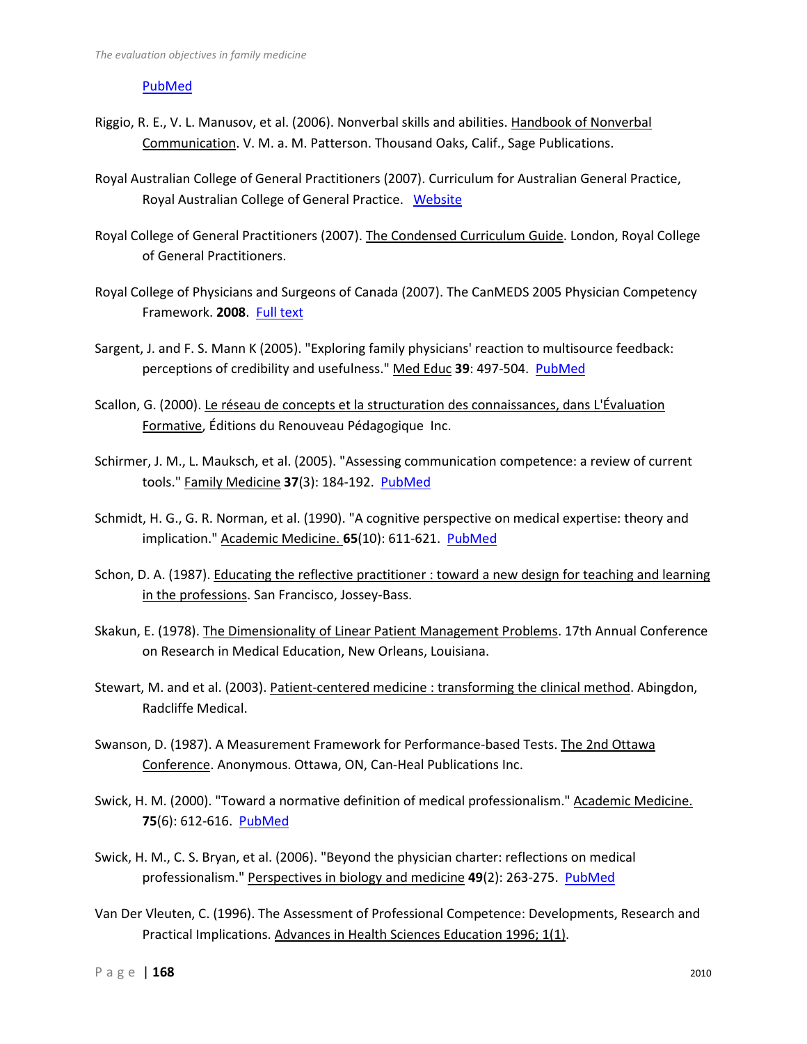PubMed

Riggio, R. E., V. L. Manusov, et al. (2006). Nonverbal skills and abilities. Handbook of Nonverbal Communication. V. M. a. M. Patterson. Thousand Oaks, Calif., Sage Publications.

Royal Australian College of General Practitioners (2007). Curriculum for Australian General Practice, Royal Australian College of General Practice. Website

Royal College of General Practitioners (2007). The Condensed Curriculum Guide. London, Royal College of General Practitioners.

Royal College of Physicians and Surgeons of Canada (2007). The CanMEDS 2005 Physician Competency Framework. **2008**. Full text

Sargent, J. and F. S. Mann K (2005). "Exploring family physicians' reaction to multisource feedback: perceptions of credibility and usefulness." Med Educ **39**: 497-504. PubMed

Scallon, G. (2000). Le réseau de concepts et la structuration des connaissances, dans L'Évaluation Formative, Éditions du Renouveau Pédagogique Inc.

Schirmer, J. M., L. Mauksch, et al. (2005). "Assessing communication competence: a review of current tools." Family Medicine **37**(3): 184-192. PubMed

Schmidt, H. G., G. R. Norman, et al. (1990). "A cognitive perspective on medical expertise: theory and implication." Academic Medicine. **65**(10): 611-621. PubMed

Schon, D. A. (1987). Educating the reflective practitioner : toward a new design for teaching and learning in the professions. San Francisco, Jossey-Bass.

Skakun, E. (1978). The Dimensionality of Linear Patient Management Problems. 17th Annual Conference on Research in Medical Education, New Orleans, Louisiana.

Stewart, M. and et al. (2003). Patient-centered medicine : transforming the clinical method. Abingdon, Radcliffe Medical.

Swanson, D. (1987). A Measurement Framework for Performance-based Tests. The 2nd Ottawa Conference. Anonymous. Ottawa, ON, Can-Heal Publications Inc.

Swick, H. M. (2000). "Toward a normative definition of medical professionalism." Academic Medicine. **75**(6): 612-616. PubMed

Swick, H. M., C. S. Bryan, et al. (2006). "Beyond the physician charter: reflections on medical professionalism." Perspectives in biology and medicine **49**(2): 263-275. PubMed

Van Der Vleuten, C. (1996). The Assessment of Professional Competence: Developments, Research and Practical Implications. Advances in Health Sciences Education 1996; 1(1).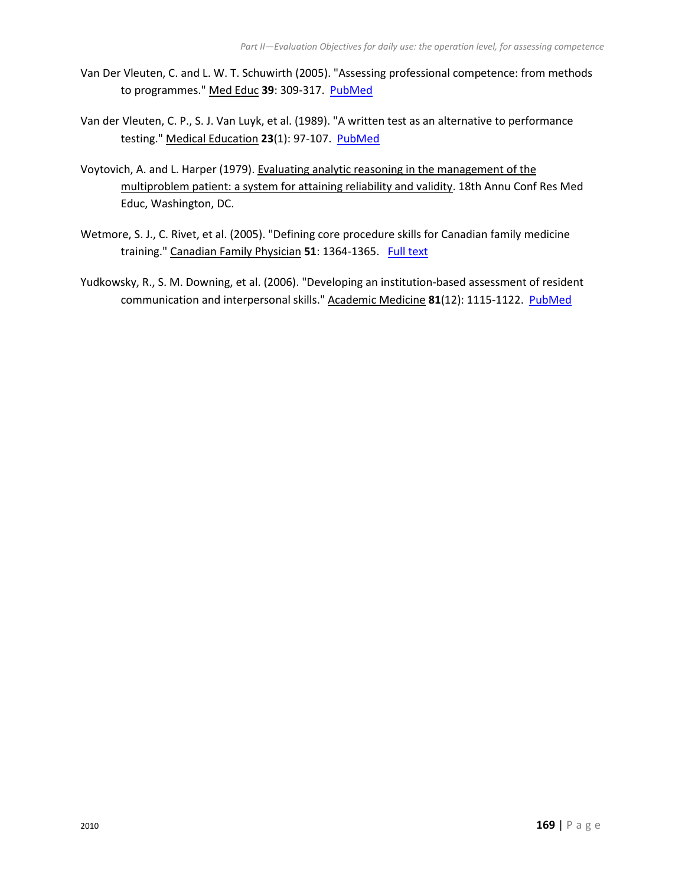Van Der Vleuten, C. and L. W. T. Schuwirth (2005). "Assessing professional competence: from methods to programmes." Med Educ **39**: 309-317. PubMed

Van der Vleuten, C. P., S. J. Van Luyk, et al. (1989). "A written test as an alternative to performance testing." Medical Education **23**(1): 97-107. PubMed

Voytovich, A. and L. Harper (1979). Evaluating analytic reasoning in the management of the multiproblem patient: a system for attaining reliability and validity. 18th Annu Conf Res Med Educ, Washington, DC.

Wetmore, S. J., C. Rivet, et al. (2005). "Defining core procedure skills for Canadian family medicine training." Canadian Family Physician **51**: 1364-1365. Full text

Yudkowsky, R., S. M. Downing, et al. (2006). "Developing an institution-based assessment of resident communication and interpersonal skills." Academic Medicine **81**(12): 1115-1122. PubMed